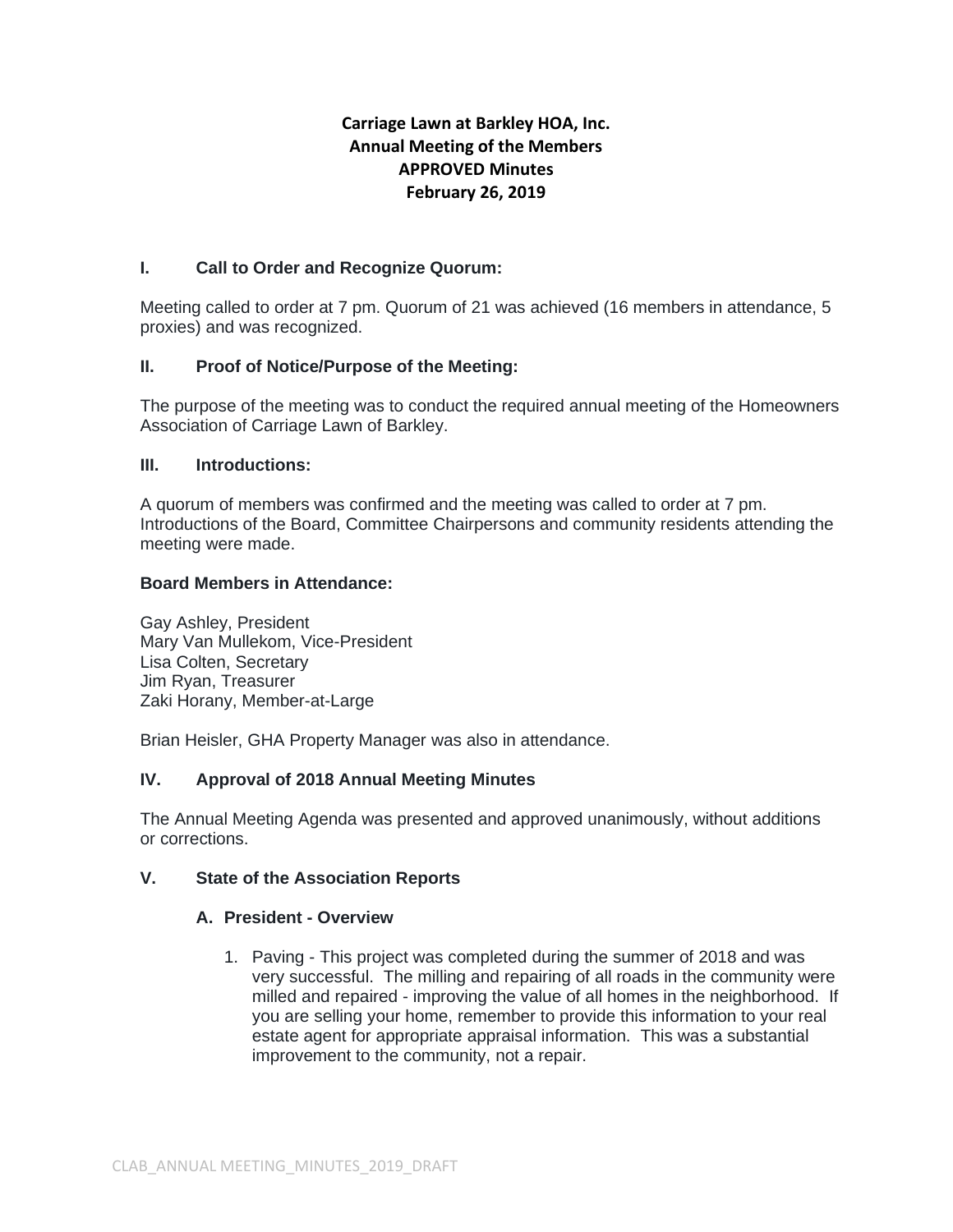# Carriage Lawn at Barkley HOA, Inc.
## Annual Meeting of the Members
## APPROVED Minutes
## February 26, 2019

### I. Call to Order and Recognize Quorum:

Meeting called to order at 7 pm. Quorum of 21 was achieved (16 members in attendance, 5 proxies) and was recognized.

### II. Proof of Notice/Purpose of the Meeting:

The purpose of the meeting was to conduct the required annual meeting of the Homeowners Association of Carriage Lawn of Barkley.

### III. Introductions:

A quorum of members was confirmed and the meeting was called to order at 7 pm. Introductions of the Board, Committee Chairpersons and community residents attending the meeting were made.

**Board Members in Attendance:**

Gay Ashley, President
Mary Van Mullekom, Vice-President
Lisa Colten, Secretary
Jim Ryan, Treasurer
Zaki Horany, Member-at-Large

Brian Heisler, GHA Property Manager was also in attendance.

### IV. Approval of 2018 Annual Meeting Minutes

The Annual Meeting Agenda was presented and approved unanimously, without additions or corrections.

### V. State of the Association Reports

#### A. President - Overview

1. Paving - This project was completed during the summer of 2018 and was very successful. The milling and repairing of all roads in the community were milled and repaired - improving the value of all homes in the neighborhood. If you are selling your home, remember to provide this information to your real estate agent for appropriate appraisal information. This was a substantial improvement to the community, not a repair.

CLAB_ANNUAL MEETING_MINUTES_2019_DRAFT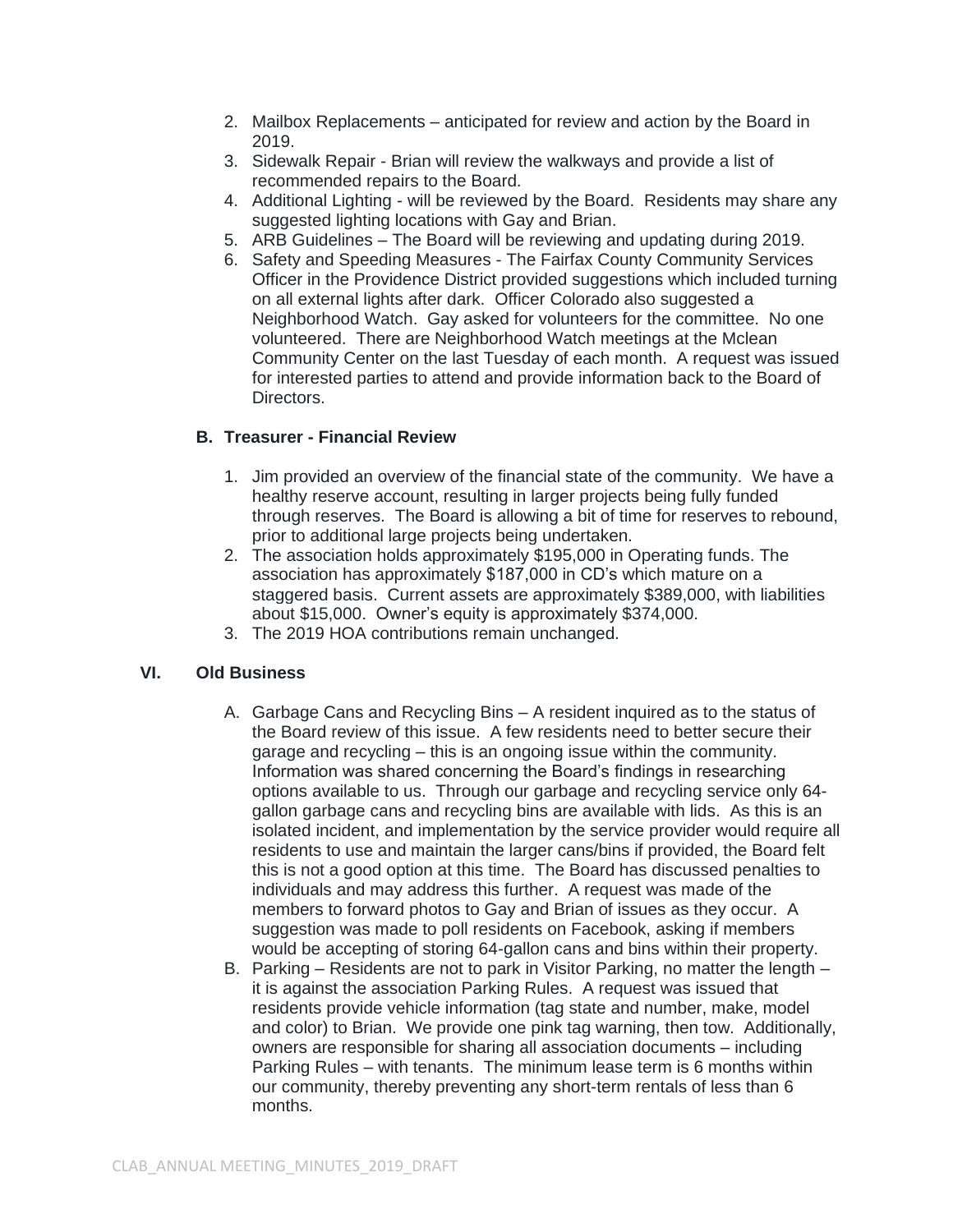2. Mailbox Replacements – anticipated for review and action by the Board in 2019.
3. Sidewalk Repair - Brian will review the walkways and provide a list of recommended repairs to the Board.
4. Additional Lighting - will be reviewed by the Board. Residents may share any suggested lighting locations with Gay and Brian.
5. ARB Guidelines – The Board will be reviewing and updating during 2019.
6. Safety and Speeding Measures - The Fairfax County Community Services Officer in the Providence District provided suggestions which included turning on all external lights after dark. Officer Colorado also suggested a Neighborhood Watch. Gay asked for volunteers for the committee. No one volunteered. There are Neighborhood Watch meetings at the Mclean Community Center on the last Tuesday of each month. A request was issued for interested parties to attend and provide information back to the Board of Directors.

### B. Treasurer - Financial Review

1. Jim provided an overview of the financial state of the community. We have a healthy reserve account, resulting in larger projects being fully funded through reserves. The Board is allowing a bit of time for reserves to rebound, prior to additional large projects being undertaken.
2. The association holds approximately $195,000 in Operating funds. The association has approximately $187,000 in CD's which mature on a staggered basis. Current assets are approximately $389,000, with liabilities about $15,000. Owner's equity is approximately $374,000.
3. The 2019 HOA contributions remain unchanged.

## VI. Old Business

A. Garbage Cans and Recycling Bins – A resident inquired as to the status of the Board review of this issue. A few residents need to better secure their garage and recycling – this is an ongoing issue within the community. Information was shared concerning the Board's findings in researching options available to us. Through our garbage and recycling service only 64-gallon garbage cans and recycling bins are available with lids. As this is an isolated incident, and implementation by the service provider would require all residents to use and maintain the larger cans/bins if provided, the Board felt this is not a good option at this time. The Board has discussed penalties to individuals and may address this further. A request was made of the members to forward photos to Gay and Brian of issues as they occur. A suggestion was made to poll residents on Facebook, asking if members would be accepting of storing 64-gallon cans and bins within their property.

B. Parking – Residents are not to park in Visitor Parking, no matter the length – it is against the association Parking Rules. A request was issued that residents provide vehicle information (tag state and number, make, model and color) to Brian. We provide one pink tag warning, then tow. Additionally, owners are responsible for sharing all association documents – including Parking Rules – with tenants. The minimum lease term is 6 months within our community, thereby preventing any short-term rentals of less than 6 months.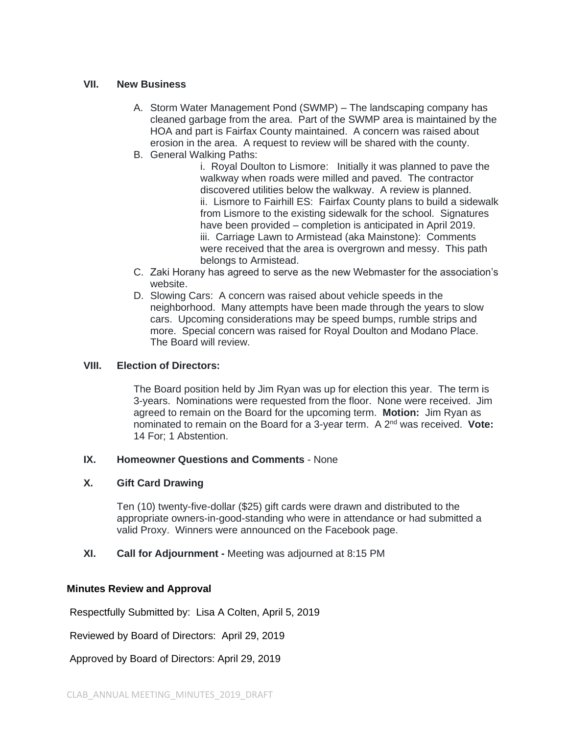## VII. New Business

A. Storm Water Management Pond (SWMP) – The landscaping company has cleaned garbage from the area. Part of the SWMP area is maintained by the HOA and part is Fairfax County maintained. A concern was raised about erosion in the area. A request to review will be shared with the county.

B. General Walking Paths:

   i. Royal Doulton to Lismore: Initially it was planned to pave the walkway when roads were milled and paved. The contractor discovered utilities below the walkway. A review is planned.

   ii. Lismore to Fairhill ES: Fairfax County plans to build a sidewalk from Lismore to the existing sidewalk for the school. Signatures have been provided – completion is anticipated in April 2019.

   iii. Carriage Lawn to Armistead (aka Mainstone): Comments were received that the area is overgrown and messy. This path belongs to Armistead.

C. Zaki Horany has agreed to serve as the new Webmaster for the association's website.

D. Slowing Cars: A concern was raised about vehicle speeds in the neighborhood. Many attempts have been made through the years to slow cars. Upcoming considerations may be speed bumps, rumble strips and more. Special concern was raised for Royal Doulton and Modano Place. The Board will review.

## VIII. Election of Directors:

The Board position held by Jim Ryan was up for election this year. The term is 3-years. Nominations were requested from the floor. None were received. Jim agreed to remain on the Board for the upcoming term. **Motion:** Jim Ryan as nominated to remain on the Board for a 3-year term. A 2nd was received. **Vote:** 14 For; 1 Abstention.

## IX. Homeowner Questions and Comments - None

## X. Gift Card Drawing

Ten (10) twenty-five-dollar ($25) gift cards were drawn and distributed to the appropriate owners-in-good-standing who were in attendance or had submitted a valid Proxy. Winners were announced on the Facebook page.

## XI. Call for Adjournment - Meeting was adjourned at 8:15 PM

**Minutes Review and Approval**

Respectfully Submitted by: Lisa A Colten, April 5, 2019

Reviewed by Board of Directors: April 29, 2019

Approved by Board of Directors: April 29, 2019